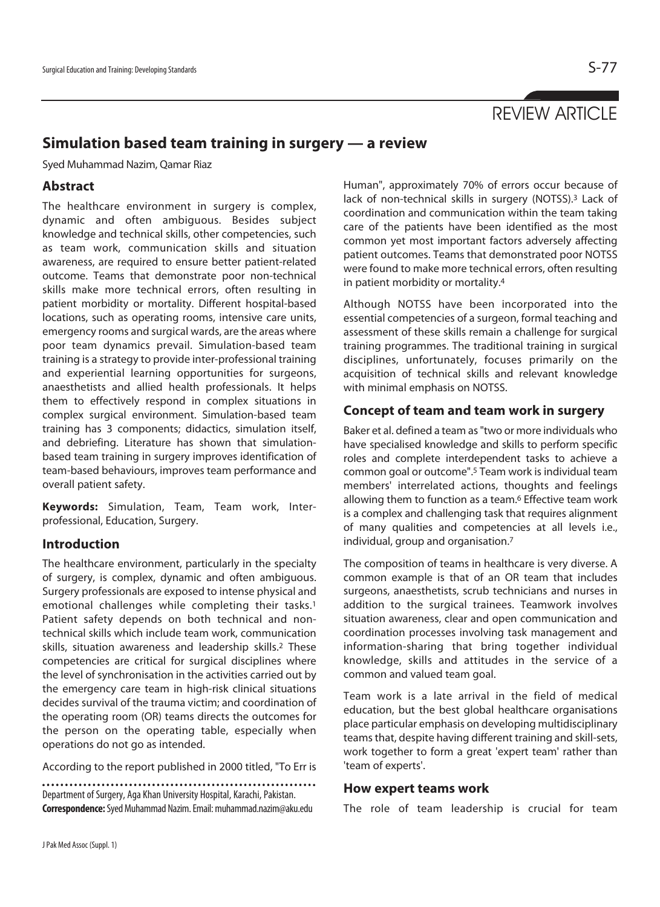REVIEW ARTICLE

# Simulation based team training in surgery — a review

Syed Muhammad Nazim, Qamar Riaz

## Abstract

The healthcare environment in surgery is complex, dynamic and often ambiguous. Besides subject knowledge and technical skills, other competencies, such as team work, communication skills and situation awareness, are required to ensure better patient-related outcome. Teams that demonstrate poor non-technical skills make more technical errors, often resulting in patient morbidity or mortality. Different hospital-based locations, such as operating rooms, intensive care units, emergency rooms and surgical wards, are the areas where poor team dynamics prevail. Simulation-based team training is a strategy to provide inter-professional training and experiential learning opportunities for surgeons, anaesthetists and allied health professionals. It helps them to effectively respond in complex situations in complex surgical environment. Simulation-based team training has 3 components; didactics, simulation itself, and debriefing. Literature has shown that simulation-based team training in surgery improves identification of team-based behaviours, improves team performance and overall patient safety.

**Keywords:** Simulation, Team, Team work, Inter-professional, Education, Surgery.

## Introduction

The healthcare environment, particularly in the specialty of surgery, is complex, dynamic and often ambiguous. Surgery professionals are exposed to intense physical and emotional challenges while completing their tasks.[1] Patient safety depends on both technical and non-technical skills which include team work, communication skills, situation awareness and leadership skills.[2] These competencies are critical for surgical disciplines where the level of synchronisation in the activities carried out by the emergency care team in high-risk clinical situations decides survival of the trauma victim; and coordination of the operating room (OR) teams directs the outcomes for the person on the operating table, especially when operations do not go as intended.

According to the report published in 2000 titled, "To Err is Human", approximately 70% of errors occur because of lack of non-technical skills in surgery (NOTSS).[3] Lack of coordination and communication within the team taking care of the patients have been identified as the most common yet most important factors adversely affecting patient outcomes. Teams that demonstrated poor NOTSS were found to make more technical errors, often resulting in patient morbidity or mortality.[4]

Although NOTSS have been incorporated into the essential competencies of a surgeon, formal teaching and assessment of these skills remain a challenge for surgical training programmes. The traditional training in surgical disciplines, unfortunately, focuses primarily on the acquisition of technical skills and relevant knowledge with minimal emphasis on NOTSS.

## Concept of team and team work in surgery

Baker et al. defined a team as "two or more individuals who have specialised knowledge and skills to perform specific roles and complete interdependent tasks to achieve a common goal or outcome".[5] Team work is individual team members' interrelated actions, thoughts and feelings allowing them to function as a team.[6] Effective team work is a complex and challenging task that requires alignment of many qualities and competencies at all levels i.e., individual, group and organisation.[7]

The composition of teams in healthcare is very diverse. A common example is that of an OR team that includes surgeons, anaesthetists, scrub technicians and nurses in addition to the surgical trainees. Teamwork involves situation awareness, clear and open communication and coordination processes involving task management and information-sharing that bring together individual knowledge, skills and attitudes in the service of a common and valued team goal.

Team work is a late arrival in the field of medical education, but the best global healthcare organisations place particular emphasis on developing multidisciplinary teams that, despite having different training and skill-sets, work together to form a great 'expert team' rather than 'team of experts'.

### How expert teams work

The role of team leadership is crucial for team

Department of Surgery, Aga Khan University Hospital, Karachi, Pakistan.
**Correspondence:** Syed Muhammad Nazim. Email: muhammad.nazim@aku.edu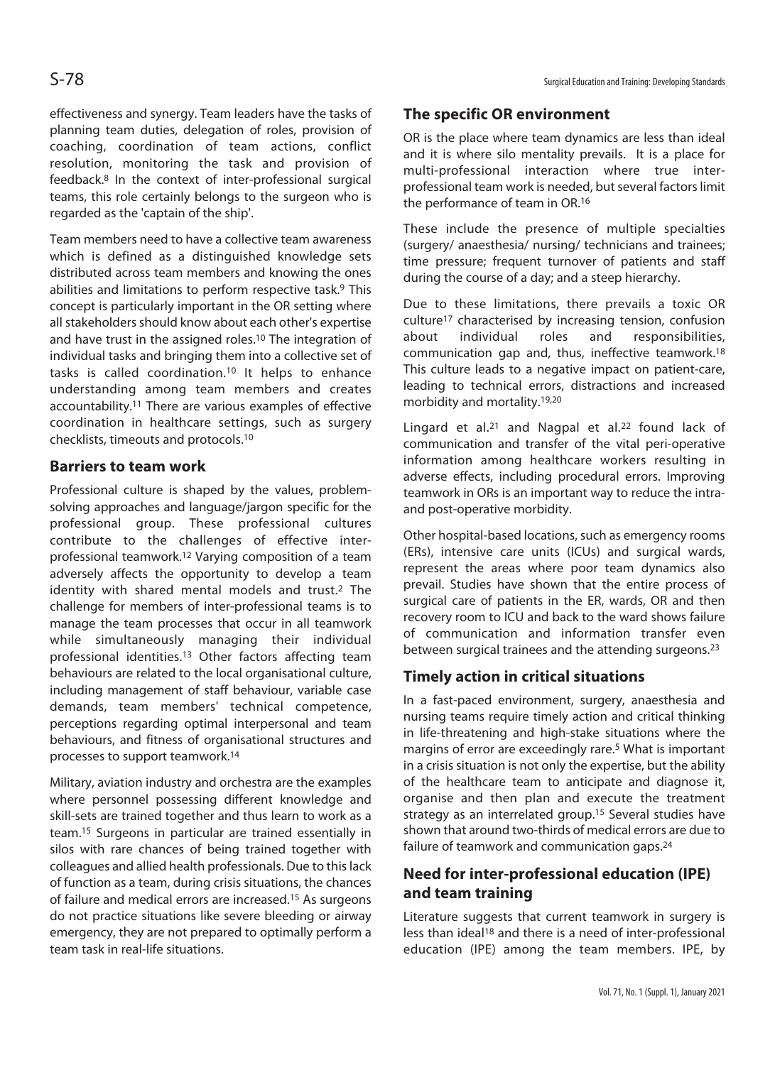effectiveness and synergy. Team leaders have the tasks of planning team duties, delegation of roles, provision of coaching, coordination of team actions, conflict resolution, monitoring the task and provision of feedback.[8] In the context of inter-professional surgical teams, this role certainly belongs to the surgeon who is regarded as the 'captain of the ship'.

Team members need to have a collective team awareness which is defined as a distinguished knowledge sets distributed across team members and knowing the ones abilities and limitations to perform respective task.[9] This concept is particularly important in the OR setting where all stakeholders should know about each other's expertise and have trust in the assigned roles.[10] The integration of individual tasks and bringing them into a collective set of tasks is called coordination.[10] It helps to enhance understanding among team members and creates accountability.[11] There are various examples of effective coordination in healthcare settings, such as surgery checklists, timeouts and protocols.[10]

## Barriers to team work

Professional culture is shaped by the values, problem-solving approaches and language/jargon specific for the professional group. These professional cultures contribute to the challenges of effective inter-professional teamwork.[12] Varying composition of a team adversely affects the opportunity to develop a team identity with shared mental models and trust.[2] The challenge for members of inter-professional teams is to manage the team processes that occur in all teamwork while simultaneously managing their individual professional identities.[13] Other factors affecting team behaviours are related to the local organisational culture, including management of staff behaviour, variable case demands, team members' technical competence, perceptions regarding optimal interpersonal and team behaviours, and fitness of organisational structures and processes to support teamwork.[14]

Military, aviation industry and orchestra are the examples where personnel possessing different knowledge and skill-sets are trained together and thus learn to work as a team.[15] Surgeons in particular are trained essentially in silos with rare chances of being trained together with colleagues and allied health professionals. Due to this lack of function as a team, during crisis situations, the chances of failure and medical errors are increased.[15] As surgeons do not practice situations like severe bleeding or airway emergency, they are not prepared to optimally perform a team task in real-life situations.

## The specific OR environment

OR is the place where team dynamics are less than ideal and it is where silo mentality prevails. It is a place for multi-professional interaction where true inter-professional team work is needed, but several factors limit the performance of team in OR.[16]

These include the presence of multiple specialties (surgery/ anaesthesia/ nursing/ technicians and trainees; time pressure; frequent turnover of patients and staff during the course of a day; and a steep hierarchy.

Due to these limitations, there prevails a toxic OR culture[17] characterised by increasing tension, confusion about individual roles and responsibilities, communication gap and, thus, ineffective teamwork.[18] This culture leads to a negative impact on patient-care, leading to technical errors, distractions and increased morbidity and mortality.[19,20]

Lingard et al.[21] and Nagpal et al.[22] found lack of communication and transfer of the vital peri-operative information among healthcare workers resulting in adverse effects, including procedural errors. Improving teamwork in ORs is an important way to reduce the intra- and post-operative morbidity.

Other hospital-based locations, such as emergency rooms (ERs), intensive care units (ICUs) and surgical wards, represent the areas where poor team dynamics also prevail. Studies have shown that the entire process of surgical care of patients in the ER, wards, OR and then recovery room to ICU and back to the ward shows failure of communication and information transfer even between surgical trainees and the attending surgeons.[23]

## Timely action in critical situations

In a fast-paced environment, surgery, anaesthesia and nursing teams require timely action and critical thinking in life-threatening and high-stake situations where the margins of error are exceedingly rare.[5] What is important in a crisis situation is not only the expertise, but the ability of the healthcare team to anticipate and diagnose it, organise and then plan and execute the treatment strategy as an interrelated group.[15] Several studies have shown that around two-thirds of medical errors are due to failure of teamwork and communication gaps.[24]

## Need for inter-professional education (IPE) and team training

Literature suggests that current teamwork in surgery is less than ideal[18] and there is a need of inter-professional education (IPE) among the team members. IPE, by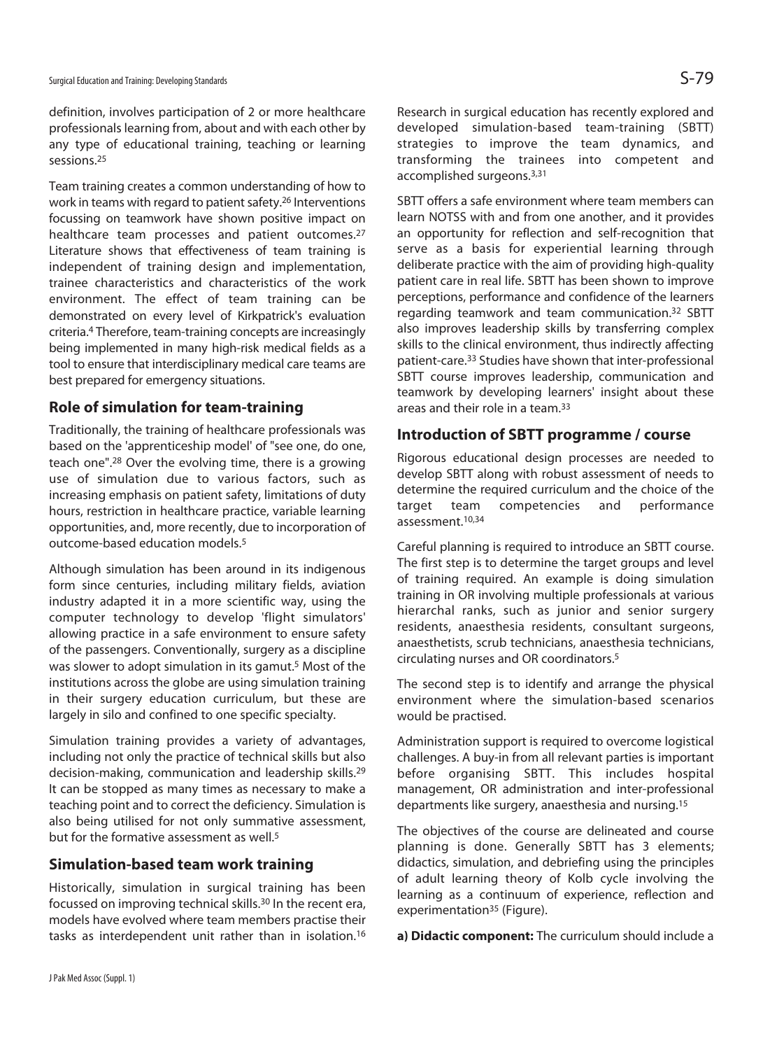definition, involves participation of 2 or more healthcare professionals learning from, about and with each other by any type of educational training, teaching or learning sessions.[25]

Team training creates a common understanding of how to work in teams with regard to patient safety.[26] Interventions focussing on teamwork have shown positive impact on healthcare team processes and patient outcomes.[27] Literature shows that effectiveness of team training is independent of training design and implementation, trainee characteristics and characteristics of the work environment. The effect of team training can be demonstrated on every level of Kirkpatrick's evaluation criteria.[4] Therefore, team-training concepts are increasingly being implemented in many high-risk medical fields as a tool to ensure that interdisciplinary medical care teams are best prepared for emergency situations.

## Role of simulation for team-training

Traditionally, the training of healthcare professionals was based on the 'apprenticeship model' of "see one, do one, teach one".[28] Over the evolving time, there is a growing use of simulation due to various factors, such as increasing emphasis on patient safety, limitations of duty hours, restriction in healthcare practice, variable learning opportunities, and, more recently, due to incorporation of outcome-based education models.[5]

Although simulation has been around in its indigenous form since centuries, including military fields, aviation industry adapted it in a more scientific way, using the computer technology to develop 'flight simulators' allowing practice in a safe environment to ensure safety of the passengers. Conventionally, surgery as a discipline was slower to adopt simulation in its gamut.[5] Most of the institutions across the globe are using simulation training in their surgery education curriculum, but these are largely in silo and confined to one specific specialty.

Simulation training provides a variety of advantages, including not only the practice of technical skills but also decision-making, communication and leadership skills.[29] It can be stopped as many times as necessary to make a teaching point and to correct the deficiency. Simulation is also being utilised for not only summative assessment, but for the formative assessment as well.[5]

## Simulation-based team work training

Historically, simulation in surgical training has been focussed on improving technical skills.[30] In the recent era, models have evolved where team members practise their tasks as interdependent unit rather than in isolation.[16] Research in surgical education has recently explored and developed simulation-based team-training (SBTT) strategies to improve the team dynamics, and transforming the trainees into competent and accomplished surgeons.[3,31]

SBTT offers a safe environment where team members can learn NOTSS with and from one another, and it provides an opportunity for reflection and self-recognition that serve as a basis for experiential learning through deliberate practice with the aim of providing high-quality patient care in real life. SBTT has been shown to improve perceptions, performance and confidence of the learners regarding teamwork and team communication.[32] SBTT also improves leadership skills by transferring complex skills to the clinical environment, thus indirectly affecting patient-care.[33] Studies have shown that inter-professional SBTT course improves leadership, communication and teamwork by developing learners' insight about these areas and their role in a team.[33]

## Introduction of SBTT programme / course

Rigorous educational design processes are needed to develop SBTT along with robust assessment of needs to determine the required curriculum and the choice of the target team competencies and performance assessment.[10,34]

Careful planning is required to introduce an SBTT course. The first step is to determine the target groups and level of training required. An example is doing simulation training in OR involving multiple professionals at various hierarchal ranks, such as junior and senior surgery residents, anaesthesia residents, consultant surgeons, anaesthetists, scrub technicians, anaesthesia technicians, circulating nurses and OR coordinators.[5]

The second step is to identify and arrange the physical environment where the simulation-based scenarios would be practised.

Administration support is required to overcome logistical challenges. A buy-in from all relevant parties is important before organising SBTT. This includes hospital management, OR administration and inter-professional departments like surgery, anaesthesia and nursing.[15]

The objectives of the course are delineated and course planning is done. Generally SBTT has 3 elements; didactics, simulation, and debriefing using the principles of adult learning theory of Kolb cycle involving the learning as a continuum of experience, reflection and experimentation[35] (Figure).

**a) Didactic component:** The curriculum should include a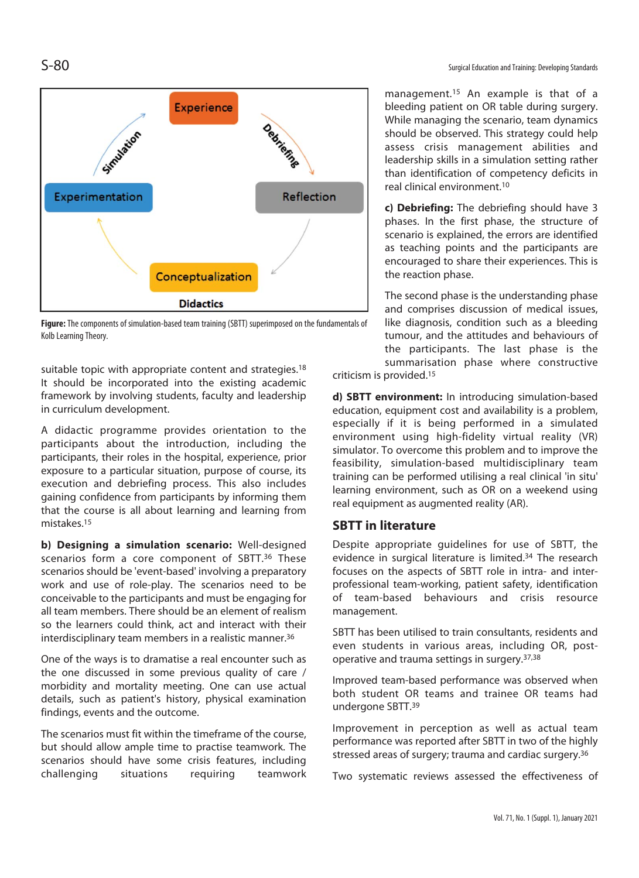Experience

Simulation

Debriefing

Experimentation

Reflection

Conceptualization

Didactics

**Figure:** The components of simulation-based team training (SBTT) superimposed on the fundamentals of Kolb Learning Theory.

suitable topic with appropriate content and strategies.[18] It should be incorporated into the existing academic framework by involving students, faculty and leadership in curriculum development.

A didactic programme provides orientation to the participants about the introduction, including the participants, their roles in the hospital, experience, prior exposure to a particular situation, purpose of course, its execution and debriefing process. This also includes gaining confidence from participants by informing them that the course is all about learning and learning from mistakes.[15]

**b) Designing a simulation scenario:** Well-designed scenarios form a core component of SBTT.[36] These scenarios should be 'event-based' involving a preparatory work and use of role-play. The scenarios need to be conceivable to the participants and must be engaging for all team members. There should be an element of realism so the learners could think, act and interact with their interdisciplinary team members in a realistic manner.[36]

One of the ways is to dramatise a real encounter such as the one discussed in some previous quality of care / morbidity and mortality meeting. One can use actual details, such as patient's history, physical examination findings, events and the outcome.

The scenarios must fit within the timeframe of the course, but should allow ample time to practise teamwork. The scenarios should have some crisis features, including challenging situations requiring teamwork management.[15] An example is that of a bleeding patient on OR table during surgery. While managing the scenario, team dynamics should be observed. This strategy could help assess crisis management abilities and leadership skills in a simulation setting rather than identification of competency deficits in real clinical environment.[10]

**c) Debriefing:** The debriefing should have 3 phases. In the first phase, the structure of scenario is explained, the errors are identified as teaching points and the participants are encouraged to share their experiences. This is the reaction phase.

The second phase is the understanding phase and comprises discussion of medical issues, like diagnosis, condition such as a bleeding tumour, and the attitudes and behaviours of the participants. The last phase is the summarisation phase where constructive criticism is provided.[15]

**d) SBTT environment:** In introducing simulation-based education, equipment cost and availability is a problem, especially if it is being performed in a simulated environment using high-fidelity virtual reality (VR) simulator. To overcome this problem and to improve the feasibility, simulation-based multidisciplinary team training can be performed utilising a real clinical 'in situ' learning environment, such as OR on a weekend using real equipment as augmented reality (AR).

## SBTT in literature

Despite appropriate guidelines for use of SBTT, the evidence in surgical literature is limited.[34] The research focuses on the aspects of SBTT role in intra- and inter-professional team-working, patient safety, identification of team-based behaviours and crisis resource management.

SBTT has been utilised to train consultants, residents and even students in various areas, including OR, post-operative and trauma settings in surgery.[37,38]

Improved team-based performance was observed when both student OR teams and trainee OR teams had undergone SBTT.[39]

Improvement in perception as well as actual team performance was reported after SBTT in two of the highly stressed areas of surgery; trauma and cardiac surgery.[36]

Two systematic reviews assessed the effectiveness of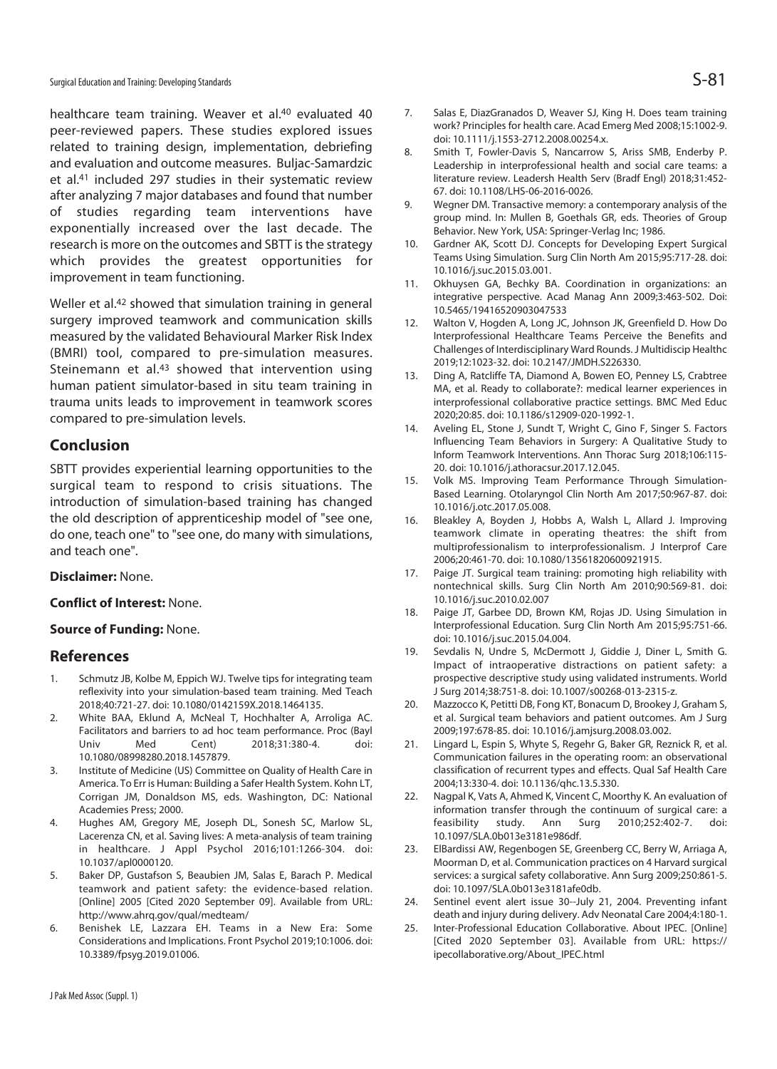healthcare team training. Weaver et al.[40] evaluated 40 peer-reviewed papers. These studies explored issues related to training design, implementation, debriefing and evaluation and outcome measures. Buljac-Samardzic et al.[41] included 297 studies in their systematic review after analyzing 7 major databases and found that number of studies regarding team interventions have exponentially increased over the last decade. The research is more on the outcomes and SBTT is the strategy which provides the greatest opportunities for improvement in team functioning.

Weller et al.[42] showed that simulation training in general surgery improved teamwork and communication skills measured by the validated Behavioural Marker Risk Index (BMRI) tool, compared to pre-simulation measures. Steinemann et al.[43] showed that intervention using human patient simulator-based in situ team training in trauma units leads to improvement in teamwork scores compared to pre-simulation levels.

## Conclusion

SBTT provides experiential learning opportunities to the surgical team to respond to crisis situations. The introduction of simulation-based training has changed the old description of apprenticeship model of "see one, do one, teach one" to "see one, do many with simulations, and teach one".

**Disclaimer:** None.

**Conflict of Interest:** None.

**Source of Funding:** None.

## References

1. Schmutz JB, Kolbe M, Eppich WJ. Twelve tips for integrating team reflexivity into your simulation-based team training. Med Teach 2018;40:721-27. doi: 10.1080/0142159X.2018.1464135.
2. White BAA, Eklund A, McNeal T, Hochhalter A, Arroliga AC. Facilitators and barriers to ad hoc team performance. Proc (Bayl Univ Med Cent) 2018;31:380-4. doi: 10.1080/08998280.2018.1457879.
3. Institute of Medicine (US) Committee on Quality of Health Care in America. To Err is Human: Building a Safer Health System. Kohn LT, Corrigan JM, Donaldson MS, eds. Washington, DC: National Academies Press; 2000.
4. Hughes AM, Gregory ME, Joseph DL, Sonesh SC, Marlow SL, Lacerenza CN, et al. Saving lives: A meta-analysis of team training in healthcare. J Appl Psychol 2016;101:1266-304. doi: 10.1037/apl0000120.
5. Baker DP, Gustafson S, Beaubien JM, Salas E, Barach P. Medical teamwork and patient safety: the evidence-based relation. [Online] 2005 [Cited 2020 September 09]. Available from URL: http://www.ahrq.gov/qual/medteam/
6. Benishek LE, Lazzara EH. Teams in a New Era: Some Considerations and Implications. Front Psychol 2019;10:1006. doi: 10.3389/fpsyg.2019.01006.
7. Salas E, DiazGranados D, Weaver SJ, King H. Does team training work? Principles for health care. Acad Emerg Med 2008;15:1002-9. doi: 10.1111/j.1553-2712.2008.00254.x.
8. Smith T, Fowler-Davis S, Nancarrow S, Ariss SMB, Enderby P. Leadership in interprofessional health and social care teams: a literature review. Leadersh Health Serv (Bradf Engl) 2018;31:452-67. doi: 10.1108/LHS-06-2016-0026.
9. Wegner DM. Transactive memory: a contemporary analysis of the group mind. In: Mullen B, Goethals GR, eds. Theories of Group Behavior. New York, USA: Springer-Verlag Inc; 1986.
10. Gardner AK, Scott DJ. Concepts for Developing Expert Surgical Teams Using Simulation. Surg Clin North Am 2015;95:717-28. doi: 10.1016/j.suc.2015.03.001.
11. Okhuysen GA, Bechky BA. Coordination in organizations: an integrative perspective. Acad Manag Ann 2009;3:463-502. Doi: 10.5465/19416520903047533
12. Walton V, Hogden A, Long JC, Johnson JK, Greenfield D. How Do Interprofessional Healthcare Teams Perceive the Benefits and Challenges of Interdisciplinary Ward Rounds. J Multidiscip Healthc 2019;12:1023-32. doi: 10.2147/JMDH.S226330.
13. Ding A, Ratcliffe TA, Diamond A, Bowen EO, Penney LS, Crabtree MA, et al. Ready to collaborate?: medical learner experiences in interprofessional collaborative practice settings. BMC Med Educ 2020;20:85. doi: 10.1186/s12909-020-1992-1.
14. Aveling EL, Stone J, Sundt T, Wright C, Gino F, Singer S. Factors Influencing Team Behaviors in Surgery: A Qualitative Study to Inform Teamwork Interventions. Ann Thorac Surg 2018;106:115-20. doi: 10.1016/j.athoracsur.2017.12.045.
15. Volk MS. Improving Team Performance Through Simulation-Based Learning. Otolaryngol Clin North Am 2017;50:967-87. doi: 10.1016/j.otc.2017.05.008.
16. Bleakley A, Boyden J, Hobbs A, Walsh L, Allard J. Improving teamwork climate in operating theatres: the shift from multiprofessionalism to interprofessionalism. J Interprof Care 2006;20:461-70. doi: 10.1080/13561820600921915.
17. Paige JT. Surgical team training: promoting high reliability with nontechnical skills. Surg Clin North Am 2010;90:569-81. doi: 10.1016/j.suc.2010.02.007
18. Paige JT, Garbee DD, Brown KM, Rojas JD. Using Simulation in Interprofessional Education. Surg Clin North Am 2015;95:751-66. doi: 10.1016/j.suc.2015.04.004.
19. Sevdalis N, Undre S, McDermott J, Giddie J, Diner L, Smith G. Impact of intraoperative distractions on patient safety: a prospective descriptive study using validated instruments. World J Surg 2014;38:751-8. doi: 10.1007/s00268-013-2315-z.
20. Mazzocco K, Petitti DB, Fong KT, Bonacum D, Brookey J, Graham S, et al. Surgical team behaviors and patient outcomes. Am J Surg 2009;197:678-85. doi: 10.1016/j.amjsurg.2008.03.002.
21. Lingard L, Espin S, Whyte S, Regehr G, Baker GR, Reznick R, et al. Communication failures in the operating room: an observational classification of recurrent types and effects. Qual Saf Health Care 2004;13:330-4. doi: 10.1136/qhc.13.5.330.
22. Nagpal K, Vats A, Ahmed K, Vincent C, Moorthy K. An evaluation of information transfer through the continuum of surgical care: a feasibility study. Ann Surg 2010;252:402-7. doi: 10.1097/SLA.0b013e3181e986df.
23. ElBardissi AW, Regenbogen SE, Greenberg CC, Berry W, Arriaga A, Moorman D, et al. Communication practices on 4 Harvard surgical services: a surgical safety collaborative. Ann Surg 2009;250:861-5. doi: 10.1097/SLA.0b013e3181afe0db.
24. Sentinel event alert issue 30--July 21, 2004. Preventing infant death and injury during delivery. Adv Neonatal Care 2004;4:180-1.
25. Inter-Professional Education Collaborative. About IPEC. [Online] [Cited 2020 September 03]. Available from URL: https://ipecollaborative.org/About_IPEC.html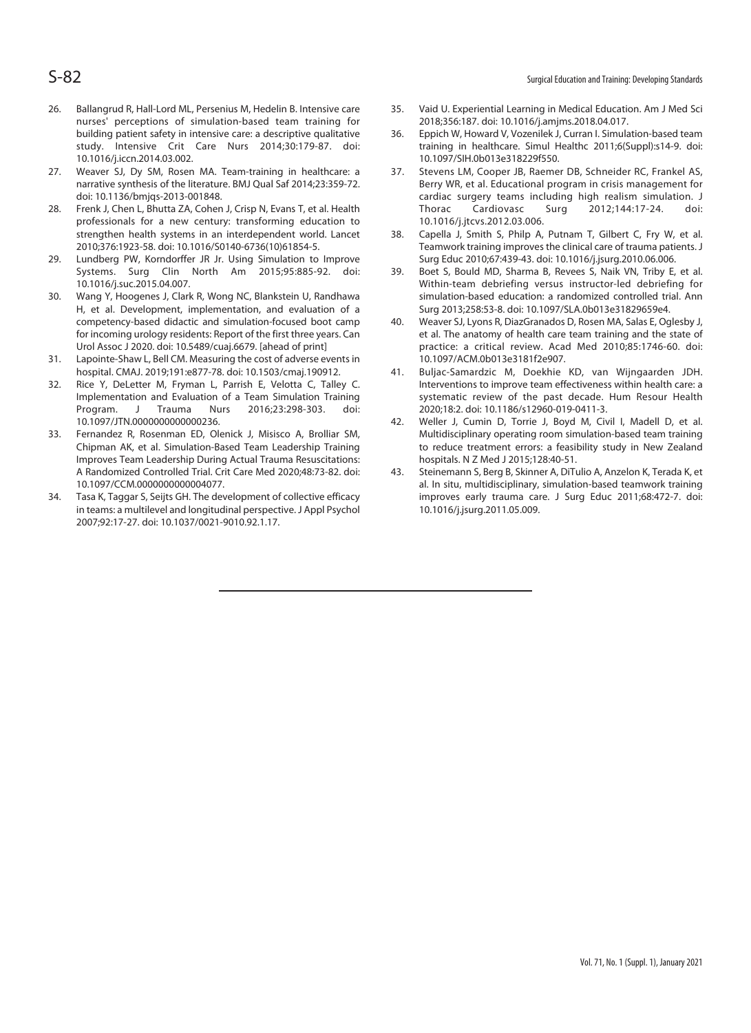26. Ballangrud R, Hall-Lord ML, Persenius M, Hedelin B. Intensive care nurses' perceptions of simulation-based team training for building patient safety in intensive care: a descriptive qualitative study. Intensive Crit Care Nurs 2014;30:179-87. doi: 10.1016/j.iccn.2014.03.002.
27. Weaver SJ, Dy SM, Rosen MA. Team-training in healthcare: a narrative synthesis of the literature. BMJ Qual Saf 2014;23:359-72. doi: 10.1136/bmjqs-2013-001848.
28. Frenk J, Chen L, Bhutta ZA, Cohen J, Crisp N, Evans T, et al. Health professionals for a new century: transforming education to strengthen health systems in an interdependent world. Lancet 2010;376:1923-58. doi: 10.1016/S0140-6736(10)61854-5.
29. Lundberg PW, Korndorffer JR Jr. Using Simulation to Improve Systems. Surg Clin North Am 2015;95:885-92. doi: 10.1016/j.suc.2015.04.007.
30. Wang Y, Hoogenes J, Clark R, Wong NC, Blankstein U, Randhawa H, et al. Development, implementation, and evaluation of a competency-based didactic and simulation-focused boot camp for incoming urology residents: Report of the first three years. Can Urol Assoc J 2020. doi: 10.5489/cuaj.6679. [ahead of print]
31. Lapointe-Shaw L, Bell CM. Measuring the cost of adverse events in hospital. CMAJ. 2019;191:e877-78. doi: 10.1503/cmaj.190912.
32. Rice Y, DeLetter M, Fryman L, Parrish E, Velotta C, Talley C. Implementation and Evaluation of a Team Simulation Training Program. J Trauma Nurs 2016;23:298-303. doi: 10.1097/JTN.0000000000000236.
33. Fernandez R, Rosenman ED, Olenick J, Misisco A, Brolliar SM, Chipman AK, et al. Simulation-Based Team Leadership Training Improves Team Leadership During Actual Trauma Resuscitations: A Randomized Controlled Trial. Crit Care Med 2020;48:73-82. doi: 10.1097/CCM.0000000000004077.
34. Tasa K, Taggar S, Seijts GH. The development of collective efficacy in teams: a multilevel and longitudinal perspective. J Appl Psychol 2007;92:17-27. doi: 10.1037/0021-9010.92.1.17.
35. Vaid U. Experiential Learning in Medical Education. Am J Med Sci 2018;356:187. doi: 10.1016/j.amjms.2018.04.017.
36. Eppich W, Howard V, Vozenilek J, Curran I. Simulation-based team training in healthcare. Simul Healthc 2011;6(Suppl):s14-9. doi: 10.1097/SIH.0b013e318229f550.
37. Stevens LM, Cooper JB, Raemer DB, Schneider RC, Frankel AS, Berry WR, et al. Educational program in crisis management for cardiac surgery teams including high realism simulation. J Thorac Cardiovasc Surg 2012;144:17-24. doi: 10.1016/j.jtcvs.2012.03.006.
38. Capella J, Smith S, Philp A, Putnam T, Gilbert C, Fry W, et al. Teamwork training improves the clinical care of trauma patients. J Surg Educ 2010;67:439-43. doi: 10.1016/j.jsurg.2010.06.006.
39. Boet S, Bould MD, Sharma B, Revees S, Naik VN, Triby E, et al. Within-team debriefing versus instructor-led debriefing for simulation-based education: a randomized controlled trial. Ann Surg 2013;258:53-8. doi: 10.1097/SLA.0b013e31829659e4.
40. Weaver SJ, Lyons R, DiazGranados D, Rosen MA, Salas E, Oglesby J, et al. The anatomy of health care team training and the state of practice: a critical review. Acad Med 2010;85:1746-60. doi: 10.1097/ACM.0b013e3181f2e907.
41. Buljac-Samardzic M, Doekhie KD, van Wijngaarden JDH. Interventions to improve team effectiveness within health care: a systematic review of the past decade. Hum Resour Health 2020;18:2. doi: 10.1186/s12960-019-0411-3.
42. Weller J, Cumin D, Torrie J, Boyd M, Civil I, Madell D, et al. Multidisciplinary operating room simulation-based team training to reduce treatment errors: a feasibility study in New Zealand hospitals. N Z Med J 2015;128:40-51.
43. Steinemann S, Berg B, Skinner A, DiTulio A, Anzelon K, Terada K, et al. In situ, multidisciplinary, simulation-based teamwork training improves early trauma care. J Surg Educ 2011;68:472-7. doi: 10.1016/j.jsurg.2011.05.009.